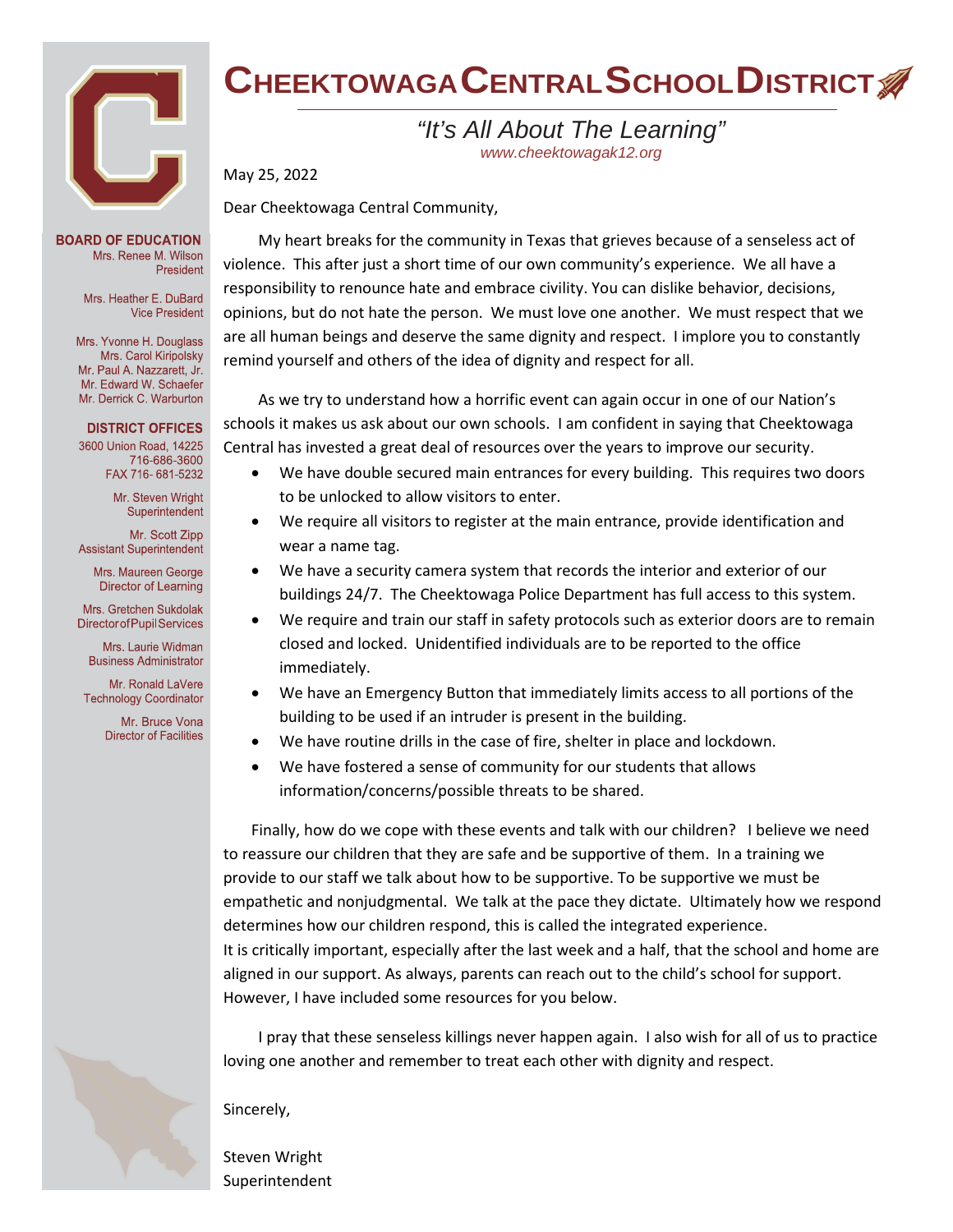# CHEEKTOWAGA CENTRAL SCHOOL DISTRICT

*"It's All About The Learning"*
www.cheektowagak12.org

**BOARD OF EDUCATION**
Mrs. Renee M. Wilson
President

Mrs. Heather E. DuBard
Vice President

Mrs. Yvonne H. Douglass
Mrs. Carol Kiripolsky
Mr. Paul A. Nazzarett, Jr.
Mr. Edward W. Schaefer
Mr. Derrick C. Warburton

**DISTRICT OFFICES**
3600 Union Road, 14225
716-686-3600
FAX 716- 681-5232

Mr. Steven Wright
Superintendent

Mr. Scott Zipp
Assistant Superintendent

Mrs. Maureen George
Director of Learning

Mrs. Gretchen Sukdolak
Director of Pupil Services

Mrs. Laurie Widman
Business Administrator

Mr. Ronald LaVere
Technology Coordinator

Mr. Bruce Vona
Director of Facilities

May 25, 2022

Dear Cheektowaga Central Community,

My heart breaks for the community in Texas that grieves because of a senseless act of violence. This after just a short time of our own community's experience. We all have a responsibility to renounce hate and embrace civility. You can dislike behavior, decisions, opinions, but do not hate the person. We must love one another. We must respect that we are all human beings and deserve the same dignity and respect. I implore you to constantly remind yourself and others of the idea of dignity and respect for all.

As we try to understand how a horrific event can again occur in one of our Nation's schools it makes us ask about our own schools. I am confident in saying that Cheektowaga Central has invested a great deal of resources over the years to improve our security.

- We have double secured main entrances for every building. This requires two doors to be unlocked to allow visitors to enter.
- We require all visitors to register at the main entrance, provide identification and wear a name tag.
- We have a security camera system that records the interior and exterior of our buildings 24/7. The Cheektowaga Police Department has full access to this system.
- We require and train our staff in safety protocols such as exterior doors are to remain closed and locked. Unidentified individuals are to be reported to the office immediately.
- We have an Emergency Button that immediately limits access to all portions of the building to be used if an intruder is present in the building.
- We have routine drills in the case of fire, shelter in place and lockdown.
- We have fostered a sense of community for our students that allows information/concerns/possible threats to be shared.

Finally, how do we cope with these events and talk with our children? I believe we need to reassure our children that they are safe and be supportive of them. In a training we provide to our staff we talk about how to be supportive. To be supportive we must be empathetic and nonjudgmental. We talk at the pace they dictate. Ultimately how we respond determines how our children respond, this is called the integrated experience.
It is critically important, especially after the last week and a half, that the school and home are aligned in our support. As always, parents can reach out to the child's school for support. However, I have included some resources for you below.

I pray that these senseless killings never happen again. I also wish for all of us to practice loving one another and remember to treat each other with dignity and respect.

Sincerely,

Steven Wright
Superintendent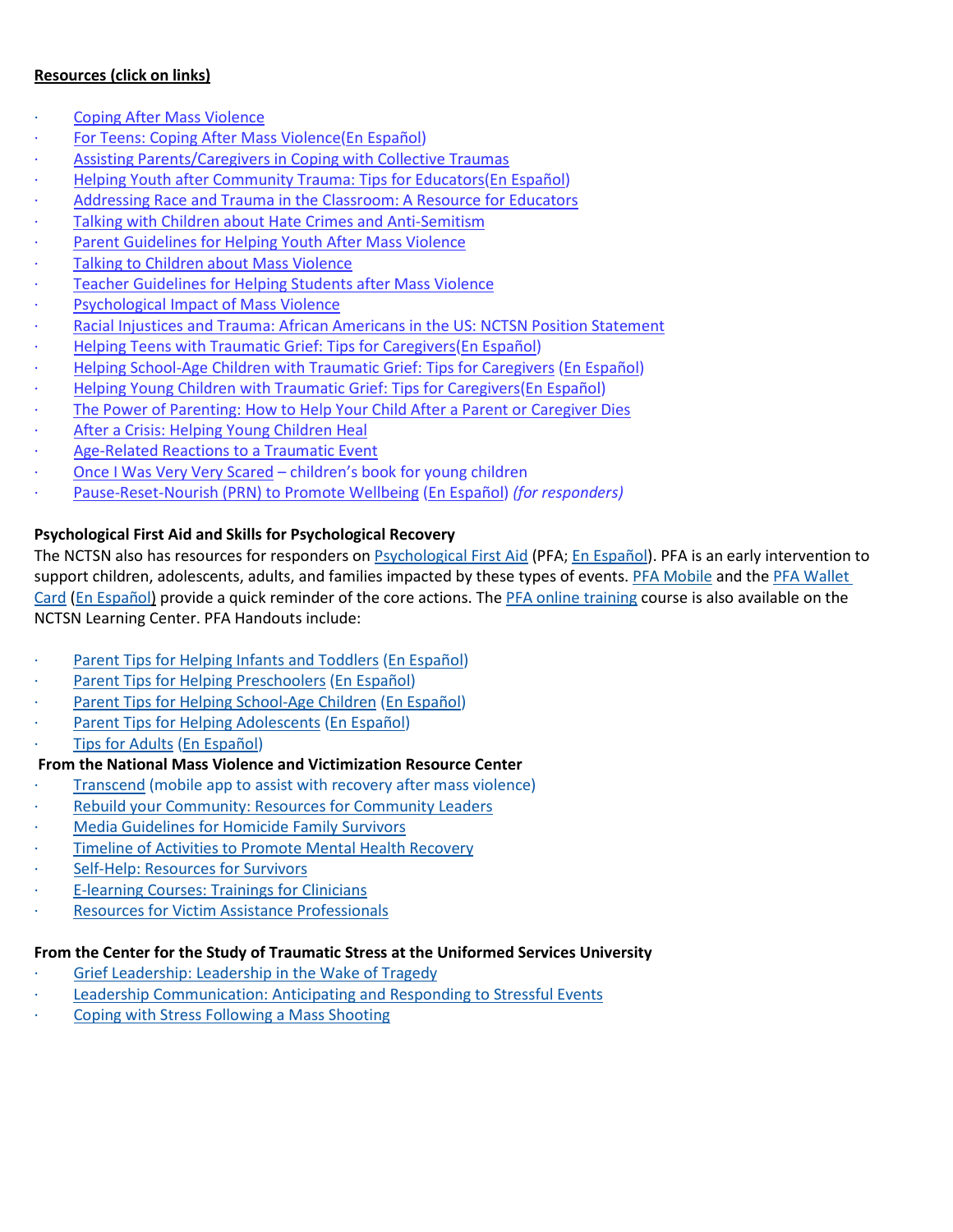**Resources (click on links)**

- Coping After Mass Violence
- For Teens: Coping After Mass Violence(En Español)
- Assisting Parents/Caregivers in Coping with Collective Traumas
- Helping Youth after Community Trauma: Tips for Educators(En Español)
- Addressing Race and Trauma in the Classroom: A Resource for Educators
- Talking with Children about Hate Crimes and Anti-Semitism
- Parent Guidelines for Helping Youth After Mass Violence
- Talking to Children about Mass Violence
- Teacher Guidelines for Helping Students after Mass Violence
- Psychological Impact of Mass Violence
- Racial Injustices and Trauma: African Americans in the US: NCTSN Position Statement
- Helping Teens with Traumatic Grief: Tips for Caregivers(En Español)
- Helping School-Age Children with Traumatic Grief: Tips for Caregivers (En Español)
- Helping Young Children with Traumatic Grief: Tips for Caregivers(En Español)
- The Power of Parenting: How to Help Your Child After a Parent or Caregiver Dies
- After a Crisis: Helping Young Children Heal
- Age-Related Reactions to a Traumatic Event
- Once I Was Very Very Scared – children's book for young children
- Pause-Reset-Nourish (PRN) to Promote Wellbeing (En Español) *(for responders)*

**Psychological First Aid and Skills for Psychological Recovery**

The NCTSN also has resources for responders on Psychological First Aid (PFA; En Español). PFA is an early intervention to support children, adolescents, adults, and families impacted by these types of events. PFA Mobile and the PFA Wallet Card (En Español) provide a quick reminder of the core actions. The PFA online training course is also available on the NCTSN Learning Center. PFA Handouts include:

- Parent Tips for Helping Infants and Toddlers (En Español)
- Parent Tips for Helping Preschoolers (En Español)
- Parent Tips for Helping School-Age Children (En Español)
- Parent Tips for Helping Adolescents (En Español)
- Tips for Adults (En Español)

**From the National Mass Violence and Victimization Resource Center**

- Transcend (mobile app to assist with recovery after mass violence)
- Rebuild your Community: Resources for Community Leaders
- Media Guidelines for Homicide Family Survivors
- Timeline of Activities to Promote Mental Health Recovery
- Self-Help: Resources for Survivors
- E-learning Courses: Trainings for Clinicians
- Resources for Victim Assistance Professionals

**From the Center for the Study of Traumatic Stress at the Uniformed Services University**

- Grief Leadership: Leadership in the Wake of Tragedy
- Leadership Communication: Anticipating and Responding to Stressful Events
- Coping with Stress Following a Mass Shooting